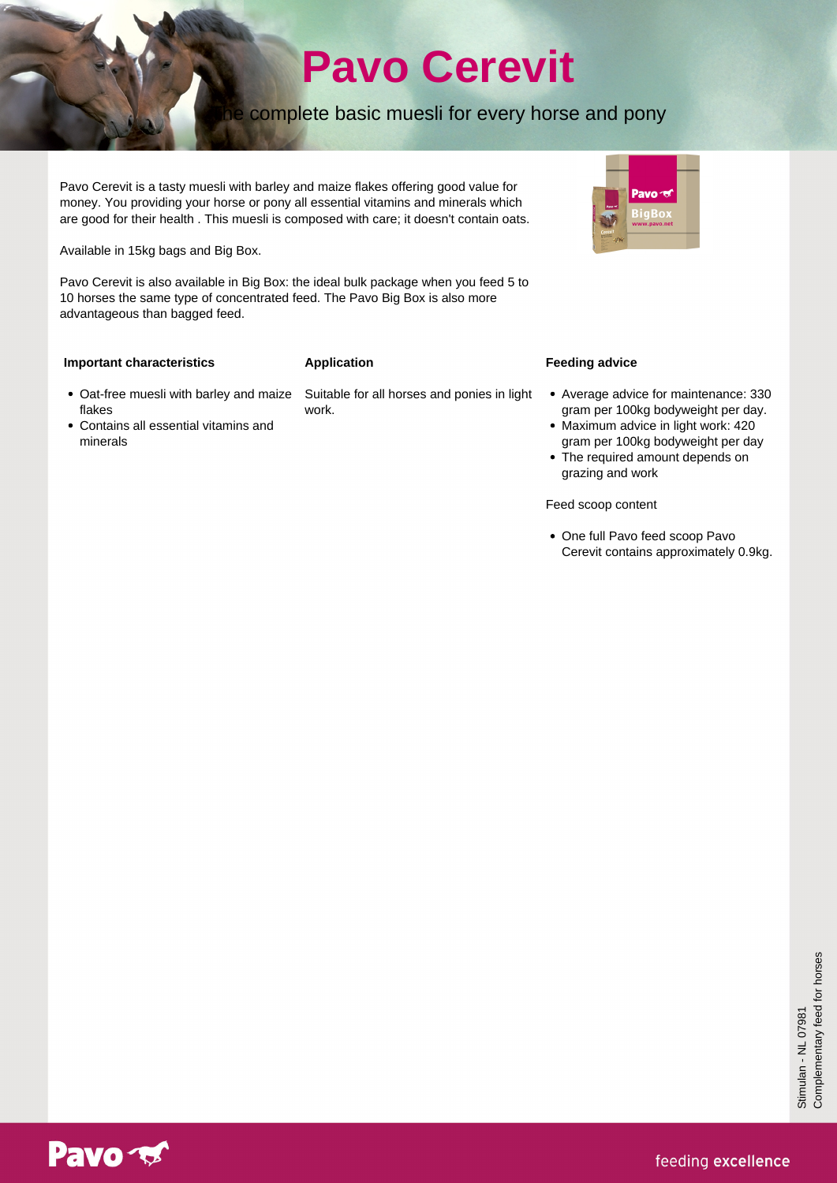# Pavo Cerevit

The complete basic muesli for every horse and pony

Pavo Cerevit is a tasty muesli with barley and maize flakes offering good value for money. You providing your horse or pony all essential vitamins and minerals which are good for their health . This muesli is composed with care; it doesn't contain oats.

Available in 15kg bags and Big Box.

Pavo Cerevit is also available in Big Box: the ideal bulk package when you feed 5 to 10 horses the same type of concentrated feed. The Pavo Big Box is also more advantageous than bagged feed.

**Important characteristics**

- Oat-free muesli with barley and maize flakes
- Contains all essential vitamins and minerals

**Application**

Suitable for all horses and ponies in light work.

**Feeding advice**

- Average advice for maintenance: 330 gram per 100kg bodyweight per day.
- Maximum advice in light work: 420 gram per 100kg bodyweight per day
- The required amount depends on grazing and work

Feed scoop content

- One full Pavo feed scoop Pavo Cerevit contains approximately 0.9kg.

Stimulan - NL 07981
Complementary feed for horses

feeding **excellence**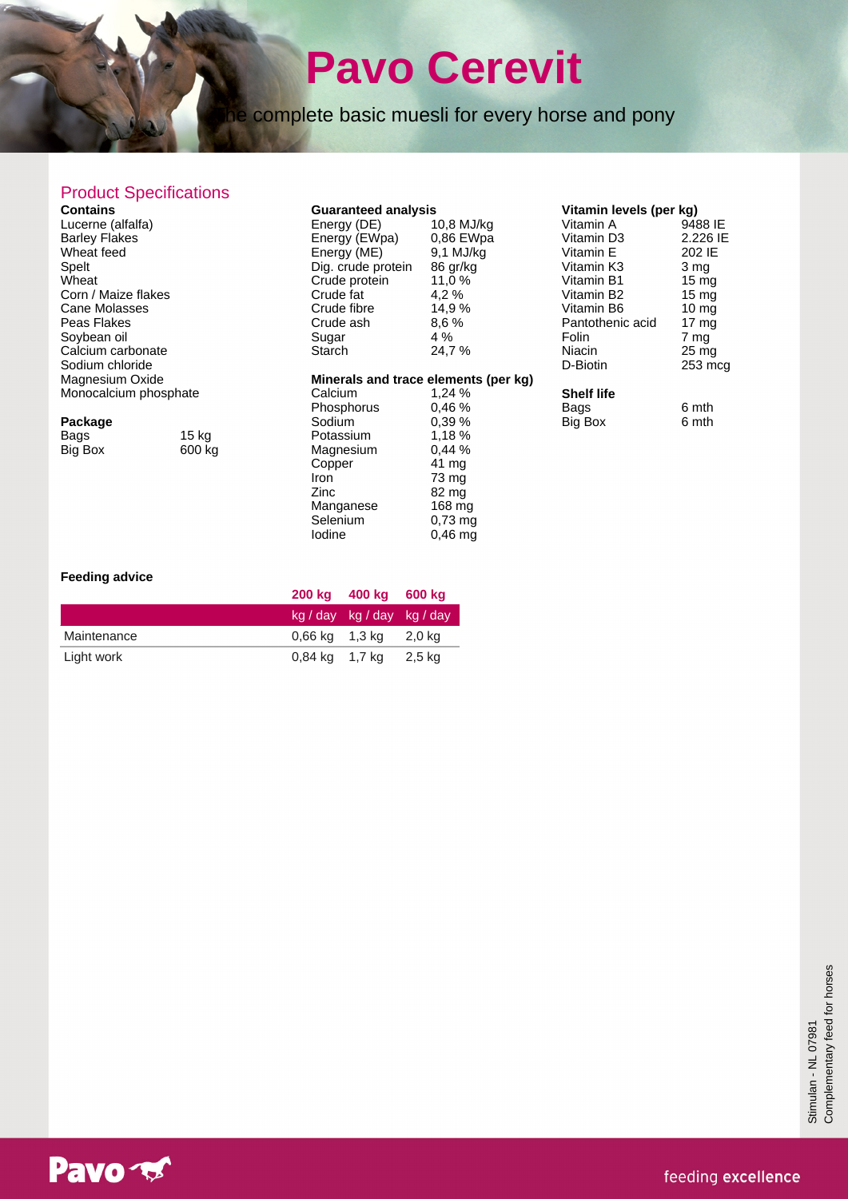# Pavo Cerevit

The complete basic muesli for every horse and pony

## Product Specifications

**Contains**

Lucerne (alfalfa)
Barley Flakes
Wheat feed
Spelt
Wheat
Corn / Maize flakes
Cane Molasses
Peas Flakes
Soybean oil
Calcium carbonate
Sodium chloride
Magnesium Oxide
Monocalcium phosphate

**Package**

| | |
|---|---|
| Bags | 15 kg |
| Big Box | 600 kg |

**Guaranteed analysis**

| | |
|---|---|
| Energy (DE) | 10,8 MJ/kg |
| Energy (EWpa) | 0,86 EWpa |
| Energy (ME) | 9,1 MJ/kg |
| Dig. crude protein | 86 gr/kg |
| Crude protein | 11,0 % |
| Crude fat | 4,2 % |
| Crude fibre | 14,9 % |
| Crude ash | 8,6 % |
| Sugar | 4 % |
| Starch | 24,7 % |

**Minerals and trace elements (per kg)**

| | |
|---|---|
| Calcium | 1,24 % |
| Phosphorus | 0,46 % |
| Sodium | 0,39 % |
| Potassium | 1,18 % |
| Magnesium | 0,44 % |
| Copper | 41 mg |
| Iron | 73 mg |
| Zinc | 82 mg |
| Manganese | 168 mg |
| Selenium | 0,73 mg |
| Iodine | 0,46 mg |

**Vitamin levels (per kg)**

| | |
|---|---|
| Vitamin A | 9488 IE |
| Vitamin D3 | 2.226 IE |
| Vitamin E | 202 IE |
| Vitamin K3 | 3 mg |
| Vitamin B1 | 15 mg |
| Vitamin B2 | 15 mg |
| Vitamin B6 | 10 mg |
| Pantothenic acid | 17 mg |
| Folin | 7 mg |
| Niacin | 25 mg |
| D-Biotin | 253 mcg |

**Shelf life**

| | |
|---|---|
| Bags | 6 mth |
| Big Box | 6 mth |

**Feeding advice**

| | 200 kg | 400 kg | 600 kg |
|---|---|---|---|
| | kg / day | kg / day | kg / day |
| Maintenance | 0,66 kg | 1,3 kg | 2,0 kg |
| Light work | 0,84 kg | 1,7 kg | 2,5 kg |

Stimulan - NL 07981
Complementary feed for horses

Pavo

feeding **excellence**